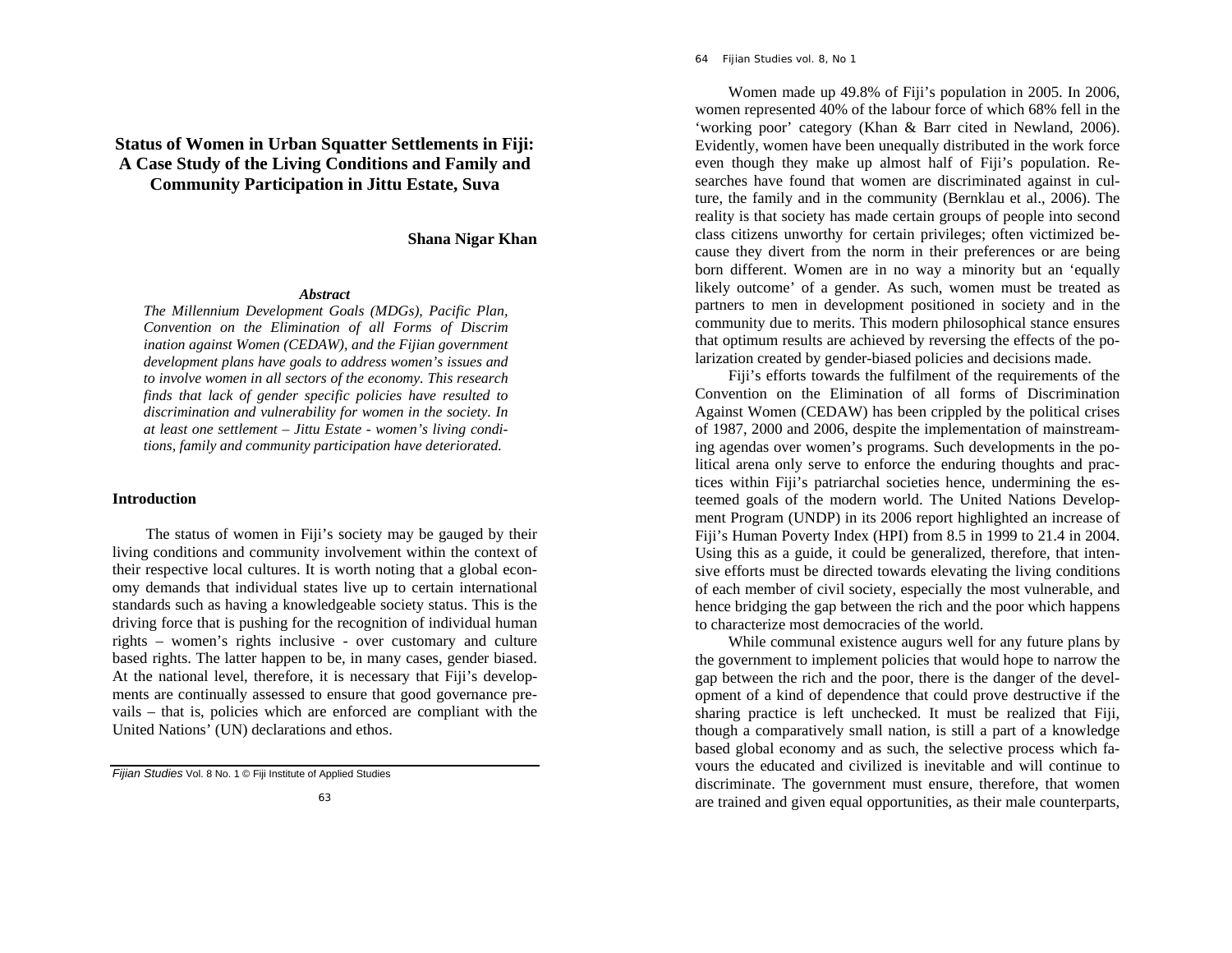# Status of Women in Urban Squatter Settlements in Fiji: A Case Study of the Living Conditions and Family and Community Participation in Jittu Estate, Suva

**Shana Nigar Khan**

### *Abstract*

*The Millennium Development Goals (MDGs), Pacific Plan, Convention on the Elimination of all Forms of Discrimination against Women (CEDAW), and the Fijian government development plans have goals to address women's issues and to involve women in all sectors of the economy. This research finds that lack of gender specific policies have resulted to discrimination and vulnerability for women in the society. In at least one settlement – Jittu Estate - women's living conditions, family and community participation have deteriorated.*

## Introduction

The status of women in Fiji's society may be gauged by their living conditions and community involvement within the context of their respective local cultures. It is worth noting that a global economy demands that individual states live up to certain international standards such as having a knowledgeable society status. This is the driving force that is pushing for the recognition of individual human rights – women's rights inclusive - over customary and culture based rights. The latter happen to be, in many cases, gender biased. At the national level, therefore, it is necessary that Fiji's developments are continually assessed to ensure that good governance prevails – that is, policies which are enforced are compliant with the United Nations' (UN) declarations and ethos.

*Fijian Studies* Vol. 8 No. 1 © Fiji Institute of Applied Studies

Women made up 49.8% of Fiji's population in 2005. In 2006, women represented 40% of the labour force of which 68% fell in the 'working poor' category (Khan & Barr cited in Newland, 2006). Evidently, women have been unequally distributed in the work force even though they make up almost half of Fiji's population. Researches have found that women are discriminated against in culture, the family and in the community (Bernklau et al., 2006). The reality is that society has made certain groups of people into second class citizens unworthy for certain privileges; often victimized because they divert from the norm in their preferences or are being born different. Women are in no way a minority but an 'equally likely outcome' of a gender. As such, women must be treated as partners to men in development positioned in society and in the community due to merits. This modern philosophical stance ensures that optimum results are achieved by reversing the effects of the polarization created by gender-biased policies and decisions made.

Fiji's efforts towards the fulfilment of the requirements of the Convention on the Elimination of all forms of Discrimination Against Women (CEDAW) has been crippled by the political crises of 1987, 2000 and 2006, despite the implementation of mainstreaming agendas over women's programs. Such developments in the political arena only serve to enforce the enduring thoughts and practices within Fiji's patriarchal societies hence, undermining the esteemed goals of the modern world. The United Nations Development Program (UNDP) in its 2006 report highlighted an increase of Fiji's Human Poverty Index (HPI) from 8.5 in 1999 to 21.4 in 2004. Using this as a guide, it could be generalized, therefore, that intensive efforts must be directed towards elevating the living conditions of each member of civil society, especially the most vulnerable, and hence bridging the gap between the rich and the poor which happens to characterize most democracies of the world.

While communal existence augurs well for any future plans by the government to implement policies that would hope to narrow the gap between the rich and the poor, there is the danger of the development of a kind of dependence that could prove destructive if the sharing practice is left unchecked. It must be realized that Fiji, though a comparatively small nation, is still a part of a knowledge based global economy and as such, the selective process which favours the educated and civilized is inevitable and will continue to discriminate. The government must ensure, therefore, that women are trained and given equal opportunities, as their male counterparts,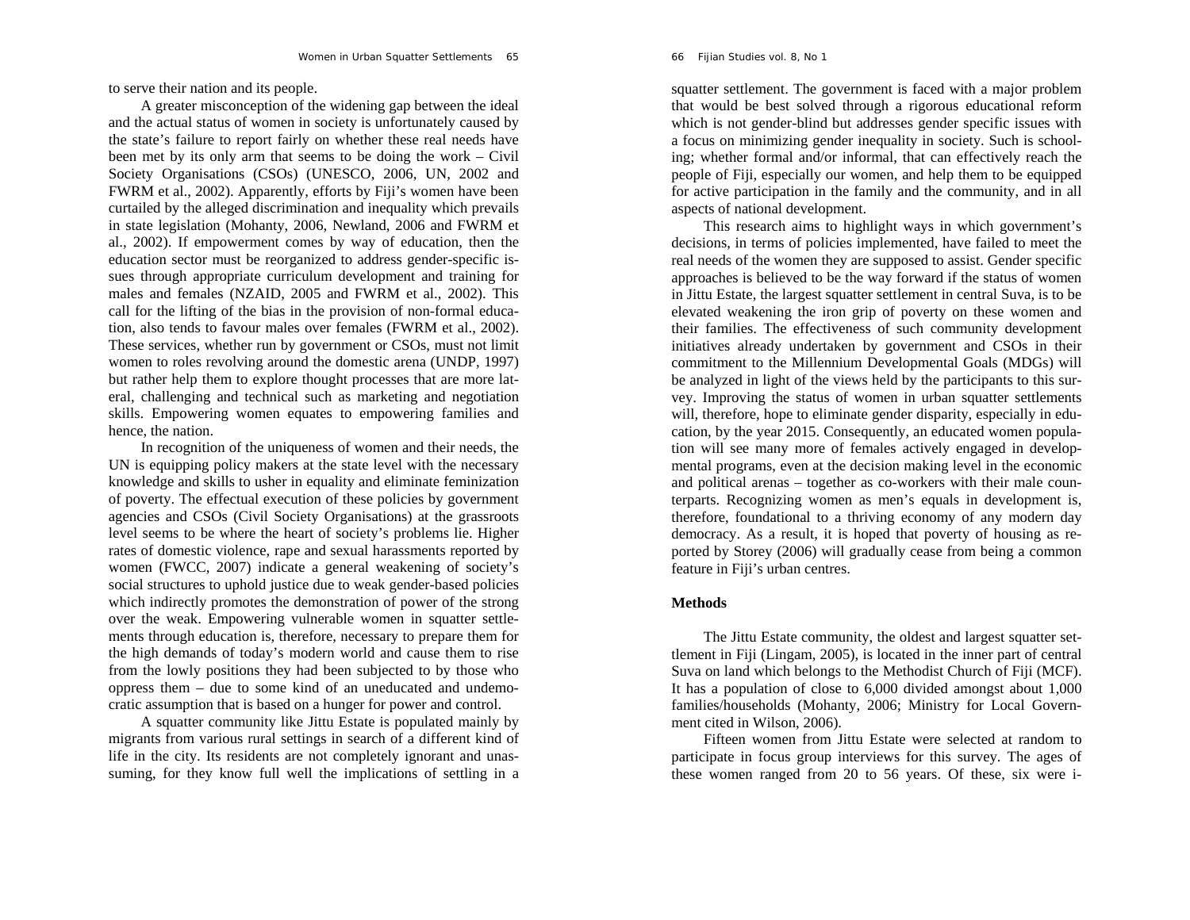to serve their nation and its people.

A greater misconception of the widening gap between the ideal and the actual status of women in society is unfortunately caused by the state's failure to report fairly on whether these real needs have been met by its only arm that seems to be doing the work – Civil Society Organisations (CSOs) (UNESCO, 2006, UN, 2002 and FWRM et al., 2002). Apparently, efforts by Fiji's women have been curtailed by the alleged discrimination and inequality which prevails in state legislation (Mohanty, 2006, Newland, 2006 and FWRM et al., 2002). If empowerment comes by way of education, then the education sector must be reorganized to address gender-specific issues through appropriate curriculum development and training for males and females (NZAID, 2005 and FWRM et al., 2002). This call for the lifting of the bias in the provision of non-formal education, also tends to favour males over females (FWRM et al., 2002). These services, whether run by government or CSOs, must not limit women to roles revolving around the domestic arena (UNDP, 1997) but rather help them to explore thought processes that are more lateral, challenging and technical such as marketing and negotiation skills. Empowering women equates to empowering families and hence, the nation.

In recognition of the uniqueness of women and their needs, the UN is equipping policy makers at the state level with the necessary knowledge and skills to usher in equality and eliminate feminization of poverty. The effectual execution of these policies by government agencies and CSOs (Civil Society Organisations) at the grassroots level seems to be where the heart of society's problems lie. Higher rates of domestic violence, rape and sexual harassments reported by women (FWCC, 2007) indicate a general weakening of society's social structures to uphold justice due to weak gender-based policies which indirectly promotes the demonstration of power of the strong over the weak. Empowering vulnerable women in squatter settlements through education is, therefore, necessary to prepare them for the high demands of today's modern world and cause them to rise from the lowly positions they had been subjected to by those who oppress them – due to some kind of an uneducated and undemocratic assumption that is based on a hunger for power and control.

A squatter community like Jittu Estate is populated mainly by migrants from various rural settings in search of a different kind of life in the city. Its residents are not completely ignorant and unassuming, for they know full well the implications of settling in a squatter settlement. The government is faced with a major problem that would be best solved through a rigorous educational reform which is not gender-blind but addresses gender specific issues with a focus on minimizing gender inequality in society. Such is schooling; whether formal and/or informal, that can effectively reach the people of Fiji, especially our women, and help them to be equipped for active participation in the family and the community, and in all aspects of national development.

This research aims to highlight ways in which government's decisions, in terms of policies implemented, have failed to meet the real needs of the women they are supposed to assist. Gender specific approaches is believed to be the way forward if the status of women in Jittu Estate, the largest squatter settlement in central Suva, is to be elevated weakening the iron grip of poverty on these women and their families. The effectiveness of such community development initiatives already undertaken by government and CSOs in their commitment to the Millennium Developmental Goals (MDGs) will be analyzed in light of the views held by the participants to this survey. Improving the status of women in urban squatter settlements will, therefore, hope to eliminate gender disparity, especially in education, by the year 2015. Consequently, an educated women population will see many more of females actively engaged in developmental programs, even at the decision making level in the economic and political arenas – together as co-workers with their male counterparts. Recognizing women as men's equals in development is, therefore, foundational to a thriving economy of any modern day democracy. As a result, it is hoped that poverty of housing as reported by Storey (2006) will gradually cease from being a common feature in Fiji's urban centres.

## Methods

The Jittu Estate community, the oldest and largest squatter settlement in Fiji (Lingam, 2005), is located in the inner part of central Suva on land which belongs to the Methodist Church of Fiji (MCF). It has a population of close to 6,000 divided amongst about 1,000 families/households (Mohanty, 2006; Ministry for Local Government cited in Wilson, 2006).

Fifteen women from Jittu Estate were selected at random to participate in focus group interviews for this survey. The ages of these women ranged from 20 to 56 years. Of these, six were i-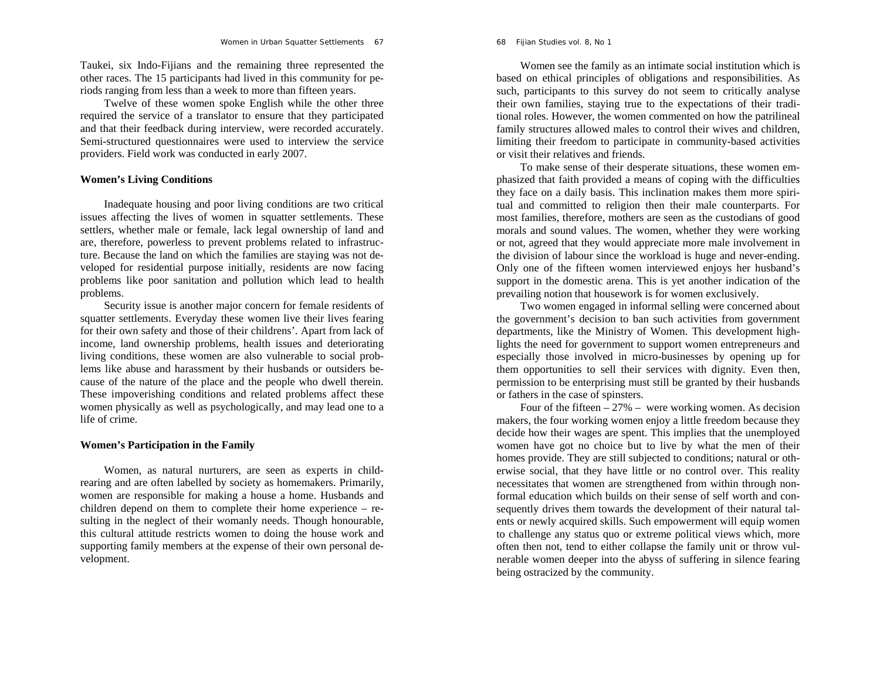Taukei, six Indo-Fijians and the remaining three represented the other races. The 15 participants had lived in this community for periods ranging from less than a week to more than fifteen years.

Twelve of these women spoke English while the other three required the service of a translator to ensure that they participated and that their feedback during interview, were recorded accurately. Semi-structured questionnaires were used to interview the service providers. Field work was conducted in early 2007.

### Women's Living Conditions

Inadequate housing and poor living conditions are two critical issues affecting the lives of women in squatter settlements. These settlers, whether male or female, lack legal ownership of land and are, therefore, powerless to prevent problems related to infrastructure. Because the land on which the families are staying was not developed for residential purpose initially, residents are now facing problems like poor sanitation and pollution which lead to health problems.

Security issue is another major concern for female residents of squatter settlements. Everyday these women live their lives fearing for their own safety and those of their childrens'. Apart from lack of income, land ownership problems, health issues and deteriorating living conditions, these women are also vulnerable to social problems like abuse and harassment by their husbands or outsiders because of the nature of the place and the people who dwell therein. These impoverishing conditions and related problems affect these women physically as well as psychologically, and may lead one to a life of crime.

### Women's Participation in the Family

Women, as natural nurturers, are seen as experts in child-rearing and are often labelled by society as homemakers. Primarily, women are responsible for making a house a home. Husbands and children depend on them to complete their home experience – resulting in the neglect of their womanly needs. Though honourable, this cultural attitude restricts women to doing the house work and supporting family members at the expense of their own personal development.

Women see the family as an intimate social institution which is based on ethical principles of obligations and responsibilities. As such, participants to this survey do not seem to critically analyse their own families, staying true to the expectations of their traditional roles. However, the women commented on how the patrilineal family structures allowed males to control their wives and children, limiting their freedom to participate in community-based activities or visit their relatives and friends.

To make sense of their desperate situations, these women emphasized that faith provided a means of coping with the difficulties they face on a daily basis. This inclination makes them more spiritual and committed to religion then their male counterparts. For most families, therefore, mothers are seen as the custodians of good morals and sound values. The women, whether they were working or not, agreed that they would appreciate more male involvement in the division of labour since the workload is huge and never-ending. Only one of the fifteen women interviewed enjoys her husband's support in the domestic arena. This is yet another indication of the prevailing notion that housework is for women exclusively.

Two women engaged in informal selling were concerned about the government's decision to ban such activities from government departments, like the Ministry of Women. This development highlights the need for government to support women entrepreneurs and especially those involved in micro-businesses by opening up for them opportunities to sell their services with dignity. Even then, permission to be enterprising must still be granted by their husbands or fathers in the case of spinsters.

Four of the fifteen – 27% – were working women. As decision makers, the four working women enjoy a little freedom because they decide how their wages are spent. This implies that the unemployed women have got no choice but to live by what the men of their homes provide. They are still subjected to conditions; natural or otherwise social, that they have little or no control over. This reality necessitates that women are strengthened from within through non-formal education which builds on their sense of self worth and consequently drives them towards the development of their natural talents or newly acquired skills. Such empowerment will equip women to challenge any status quo or extreme political views which, more often then not, tend to either collapse the family unit or throw vulnerable women deeper into the abyss of suffering in silence fearing being ostracized by the community.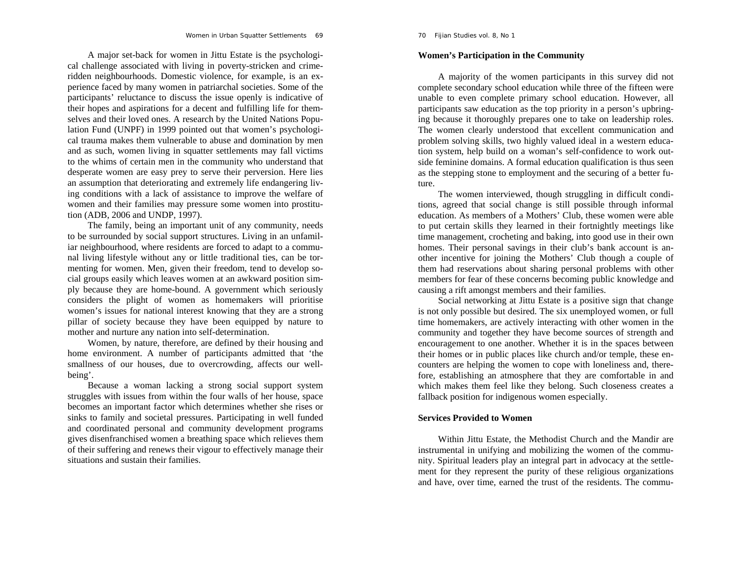A major set-back for women in Jittu Estate is the psychological challenge associated with living in poverty-stricken and crime-ridden neighbourhoods. Domestic violence, for example, is an experience faced by many women in patriarchal societies. Some of the participants' reluctance to discuss the issue openly is indicative of their hopes and aspirations for a decent and fulfilling life for themselves and their loved ones. A research by the United Nations Population Fund (UNPF) in 1999 pointed out that women's psychological trauma makes them vulnerable to abuse and domination by men and as such, women living in squatter settlements may fall victims to the whims of certain men in the community who understand that desperate women are easy prey to serve their perversion. Here lies an assumption that deteriorating and extremely life endangering living conditions with a lack of assistance to improve the welfare of women and their families may pressure some women into prostitution (ADB, 2006 and UNDP, 1997).

The family, being an important unit of any community, needs to be surrounded by social support structures. Living in an unfamiliar neighbourhood, where residents are forced to adapt to a communal living lifestyle without any or little traditional ties, can be tormenting for women. Men, given their freedom, tend to develop social groups easily which leaves women at an awkward position simply because they are home-bound. A government which seriously considers the plight of women as homemakers will prioritise women's issues for national interest knowing that they are a strong pillar of society because they have been equipped by nature to mother and nurture any nation into self-determination.

Women, by nature, therefore, are defined by their housing and home environment. A number of participants admitted that 'the smallness of our houses, due to overcrowding, affects our well-being'.

Because a woman lacking a strong social support system struggles with issues from within the four walls of her house, space becomes an important factor which determines whether she rises or sinks to family and societal pressures. Participating in well funded and coordinated personal and community development programs gives disenfranchised women a breathing space which relieves them of their suffering and renews their vigour to effectively manage their situations and sustain their families.

## Women's Participation in the Community

A majority of the women participants in this survey did not complete secondary school education while three of the fifteen were unable to even complete primary school education. However, all participants saw education as the top priority in a person's upbringing because it thoroughly prepares one to take on leadership roles. The women clearly understood that excellent communication and problem solving skills, two highly valued ideal in a western education system, help build on a woman's self-confidence to work outside feminine domains. A formal education qualification is thus seen as the stepping stone to employment and the securing of a better future.

The women interviewed, though struggling in difficult conditions, agreed that social change is still possible through informal education. As members of a Mothers' Club, these women were able to put certain skills they learned in their fortnightly meetings like time management, crocheting and baking, into good use in their own homes. Their personal savings in their club's bank account is another incentive for joining the Mothers' Club though a couple of them had reservations about sharing personal problems with other members for fear of these concerns becoming public knowledge and causing a rift amongst members and their families.

Social networking at Jittu Estate is a positive sign that change is not only possible but desired. The six unemployed women, or full time homemakers, are actively interacting with other women in the community and together they have become sources of strength and encouragement to one another. Whether it is in the spaces between their homes or in public places like church and/or temple, these encounters are helping the women to cope with loneliness and, therefore, establishing an atmosphere that they are comfortable in and which makes them feel like they belong. Such closeness creates a fallback position for indigenous women especially.

## Services Provided to Women

Within Jittu Estate, the Methodist Church and the Mandir are instrumental in unifying and mobilizing the women of the community. Spiritual leaders play an integral part in advocacy at the settlement for they represent the purity of these religious organizations and have, over time, earned the trust of the residents. The commu-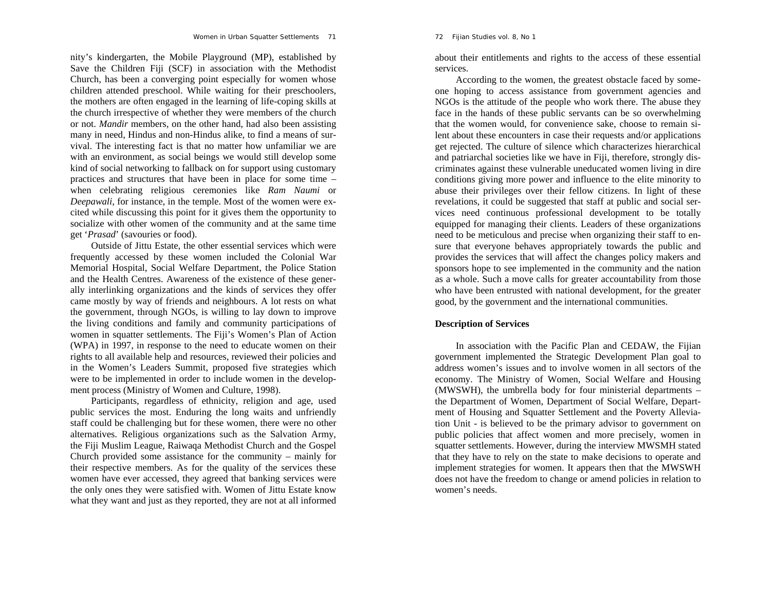nity's kindergarten, the Mobile Playground (MP), established by Save the Children Fiji (SCF) in association with the Methodist Church, has been a converging point especially for women whose children attended preschool. While waiting for their preschoolers, the mothers are often engaged in the learning of life-coping skills at the church irrespective of whether they were members of the church or not. *Mandir* members, on the other hand, had also been assisting many in need, Hindus and non-Hindus alike, to find a means of survival. The interesting fact is that no matter how unfamiliar we are with an environment, as social beings we would still develop some kind of social networking to fallback on for support using customary practices and structures that have been in place for some time – when celebrating religious ceremonies like *Ram Naumi* or *Deepawali*, for instance, in the temple. Most of the women were excited while discussing this point for it gives them the opportunity to socialize with other women of the community and at the same time get '*Prasad*' (savouries or food).

Outside of Jittu Estate, the other essential services which were frequently accessed by these women included the Colonial War Memorial Hospital, Social Welfare Department, the Police Station and the Health Centres. Awareness of the existence of these generally interlinking organizations and the kinds of services they offer came mostly by way of friends and neighbours. A lot rests on what the government, through NGOs, is willing to lay down to improve the living conditions and family and community participations of women in squatter settlements. The Fiji's Women's Plan of Action (WPA) in 1997, in response to the need to educate women on their rights to all available help and resources, reviewed their policies and in the Women's Leaders Summit, proposed five strategies which were to be implemented in order to include women in the development process (Ministry of Women and Culture, 1998).

Participants, regardless of ethnicity, religion and age, used public services the most. Enduring the long waits and unfriendly staff could be challenging but for these women, there were no other alternatives. Religious organizations such as the Salvation Army, the Fiji Muslim League, Raiwaqa Methodist Church and the Gospel Church provided some assistance for the community – mainly for their respective members. As for the quality of the services these women have ever accessed, they agreed that banking services were the only ones they were satisfied with. Women of Jittu Estate know what they want and just as they reported, they are not at all informed about their entitlements and rights to the access of these essential services.

According to the women, the greatest obstacle faced by someone hoping to access assistance from government agencies and NGOs is the attitude of the people who work there. The abuse they face in the hands of these public servants can be so overwhelming that the women would, for convenience sake, choose to remain silent about these encounters in case their requests and/or applications get rejected. The culture of silence which characterizes hierarchical and patriarchal societies like we have in Fiji, therefore, strongly discriminates against these vulnerable uneducated women living in dire conditions giving more power and influence to the elite minority to abuse their privileges over their fellow citizens. In light of these revelations, it could be suggested that staff at public and social services need continuous professional development to be totally equipped for managing their clients. Leaders of these organizations need to be meticulous and precise when organizing their staff to ensure that everyone behaves appropriately towards the public and provides the services that will affect the changes policy makers and sponsors hope to see implemented in the community and the nation as a whole. Such a move calls for greater accountability from those who have been entrusted with national development, for the greater good, by the government and the international communities.

### Description of Services

In association with the Pacific Plan and CEDAW, the Fijian government implemented the Strategic Development Plan goal to address women's issues and to involve women in all sectors of the economy. The Ministry of Women, Social Welfare and Housing (MWSWH), the umbrella body for four ministerial departments – the Department of Women, Department of Social Welfare, Department of Housing and Squatter Settlement and the Poverty Alleviation Unit - is believed to be the primary advisor to government on public policies that affect women and more precisely, women in squatter settlements. However, during the interview MWSMH stated that they have to rely on the state to make decisions to operate and implement strategies for women. It appears then that the MWSWH does not have the freedom to change or amend policies in relation to women's needs.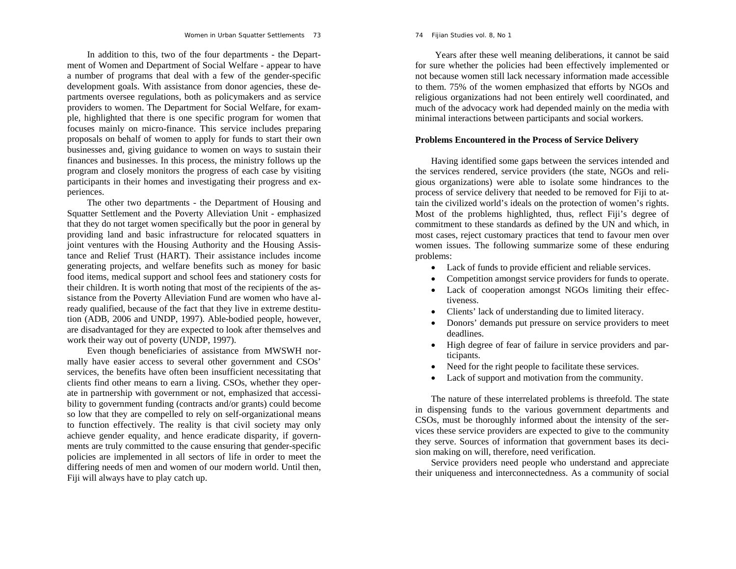In addition to this, two of the four departments - the Department of Women and Department of Social Welfare - appear to have a number of programs that deal with a few of the gender-specific development goals. With assistance from donor agencies, these departments oversee regulations, both as policymakers and as service providers to women. The Department for Social Welfare, for example, highlighted that there is one specific program for women that focuses mainly on micro-finance. This service includes preparing proposals on behalf of women to apply for funds to start their own businesses and, giving guidance to women on ways to sustain their finances and businesses. In this process, the ministry follows up the program and closely monitors the progress of each case by visiting participants in their homes and investigating their progress and experiences.

The other two departments - the Department of Housing and Squatter Settlement and the Poverty Alleviation Unit - emphasized that they do not target women specifically but the poor in general by providing land and basic infrastructure for relocated squatters in joint ventures with the Housing Authority and the Housing Assistance and Relief Trust (HART). Their assistance includes income generating projects, and welfare benefits such as money for basic food items, medical support and school fees and stationery costs for their children. It is worth noting that most of the recipients of the assistance from the Poverty Alleviation Fund are women who have already qualified, because of the fact that they live in extreme destitution (ADB, 2006 and UNDP, 1997). Able-bodied people, however, are disadvantaged for they are expected to look after themselves and work their way out of poverty (UNDP, 1997).

Even though beneficiaries of assistance from MWSWH normally have easier access to several other government and CSOs' services, the benefits have often been insufficient necessitating that clients find other means to earn a living. CSOs, whether they operate in partnership with government or not, emphasized that accessibility to government funding (contracts and/or grants) could become so low that they are compelled to rely on self-organizational means to function effectively. The reality is that civil society may only achieve gender equality, and hence eradicate disparity, if governments are truly committed to the cause ensuring that gender-specific policies are implemented in all sectors of life in order to meet the differing needs of men and women of our modern world. Until then, Fiji will always have to play catch up.

Years after these well meaning deliberations, it cannot be said for sure whether the policies had been effectively implemented or not because women still lack necessary information made accessible to them. 75% of the women emphasized that efforts by NGOs and religious organizations had not been entirely well coordinated, and much of the advocacy work had depended mainly on the media with minimal interactions between participants and social workers.

**Problems Encountered in the Process of Service Delivery**

Having identified some gaps between the services intended and the services rendered, service providers (the state, NGOs and religious organizations) were able to isolate some hindrances to the process of service delivery that needed to be removed for Fiji to attain the civilized world's ideals on the protection of women's rights. Most of the problems highlighted, thus, reflect Fiji's degree of commitment to these standards as defined by the UN and which, in most cases, reject customary practices that tend to favour men over women issues. The following summarize some of these enduring problems:

- Lack of funds to provide efficient and reliable services.
- Competition amongst service providers for funds to operate.
- Lack of cooperation amongst NGOs limiting their effectiveness.
- Clients' lack of understanding due to limited literacy.
- Donors' demands put pressure on service providers to meet deadlines.
- High degree of fear of failure in service providers and participants.
- Need for the right people to facilitate these services.
- Lack of support and motivation from the community.

The nature of these interrelated problems is threefold. The state in dispensing funds to the various government departments and CSOs, must be thoroughly informed about the intensity of the services these service providers are expected to give to the community they serve. Sources of information that government bases its decision making on will, therefore, need verification.

Service providers need people who understand and appreciate their uniqueness and interconnectedness. As a community of social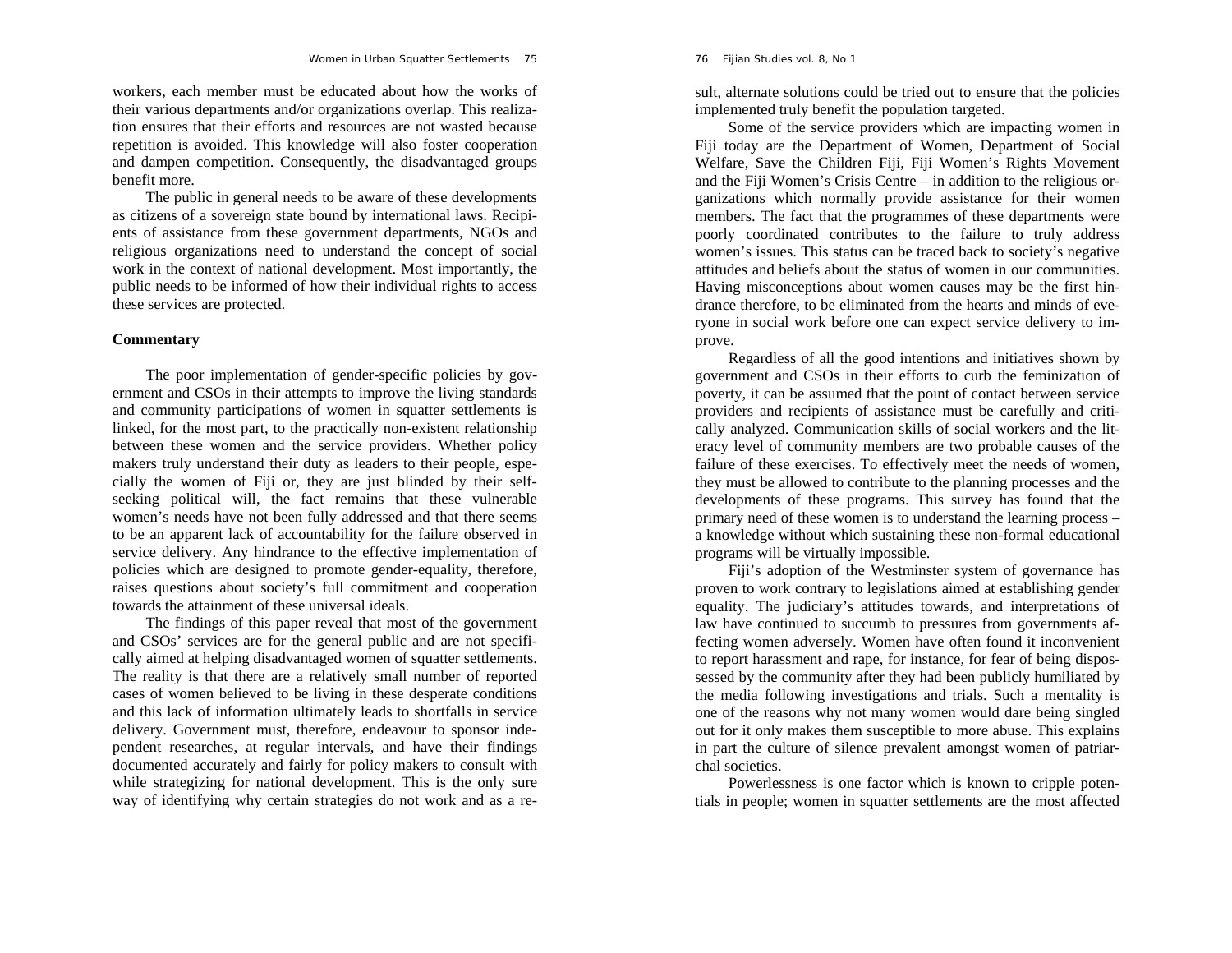workers, each member must be educated about how the works of their various departments and/or organizations overlap. This realization ensures that their efforts and resources are not wasted because repetition is avoided. This knowledge will also foster cooperation and dampen competition. Consequently, the disadvantaged groups benefit more.

The public in general needs to be aware of these developments as citizens of a sovereign state bound by international laws. Recipients of assistance from these government departments, NGOs and religious organizations need to understand the concept of social work in the context of national development. Most importantly, the public needs to be informed of how their individual rights to access these services are protected.

**Commentary**

The poor implementation of gender-specific policies by government and CSOs in their attempts to improve the living standards and community participations of women in squatter settlements is linked, for the most part, to the practically non-existent relationship between these women and the service providers. Whether policy makers truly understand their duty as leaders to their people, especially the women of Fiji or, they are just blinded by their self-seeking political will, the fact remains that these vulnerable women's needs have not been fully addressed and that there seems to be an apparent lack of accountability for the failure observed in service delivery. Any hindrance to the effective implementation of policies which are designed to promote gender-equality, therefore, raises questions about society's full commitment and cooperation towards the attainment of these universal ideals.

The findings of this paper reveal that most of the government and CSOs' services are for the general public and are not specifically aimed at helping disadvantaged women of squatter settlements. The reality is that there are a relatively small number of reported cases of women believed to be living in these desperate conditions and this lack of information ultimately leads to shortfalls in service delivery. Government must, therefore, endeavour to sponsor independent researches, at regular intervals, and have their findings documented accurately and fairly for policy makers to consult with while strategizing for national development. This is the only sure way of identifying why certain strategies do not work and as a result, alternate solutions could be tried out to ensure that the policies implemented truly benefit the population targeted.

Some of the service providers which are impacting women in Fiji today are the Department of Women, Department of Social Welfare, Save the Children Fiji, Fiji Women's Rights Movement and the Fiji Women's Crisis Centre – in addition to the religious organizations which normally provide assistance for their women members. The fact that the programmes of these departments were poorly coordinated contributes to the failure to truly address women's issues. This status can be traced back to society's negative attitudes and beliefs about the status of women in our communities. Having misconceptions about women causes may be the first hindrance therefore, to be eliminated from the hearts and minds of everyone in social work before one can expect service delivery to improve.

Regardless of all the good intentions and initiatives shown by government and CSOs in their efforts to curb the feminization of poverty, it can be assumed that the point of contact between service providers and recipients of assistance must be carefully and critically analyzed. Communication skills of social workers and the literacy level of community members are two probable causes of the failure of these exercises. To effectively meet the needs of women, they must be allowed to contribute to the planning processes and the developments of these programs. This survey has found that the primary need of these women is to understand the learning process – a knowledge without which sustaining these non-formal educational programs will be virtually impossible.

Fiji's adoption of the Westminster system of governance has proven to work contrary to legislations aimed at establishing gender equality. The judiciary's attitudes towards, and interpretations of law have continued to succumb to pressures from governments affecting women adversely. Women have often found it inconvenient to report harassment and rape, for instance, for fear of being dispossessed by the community after they had been publicly humiliated by the media following investigations and trials. Such a mentality is one of the reasons why not many women would dare being singled out for it only makes them susceptible to more abuse. This explains in part the culture of silence prevalent amongst women of patriarchal societies.

Powerlessness is one factor which is known to cripple potentials in people; women in squatter settlements are the most affected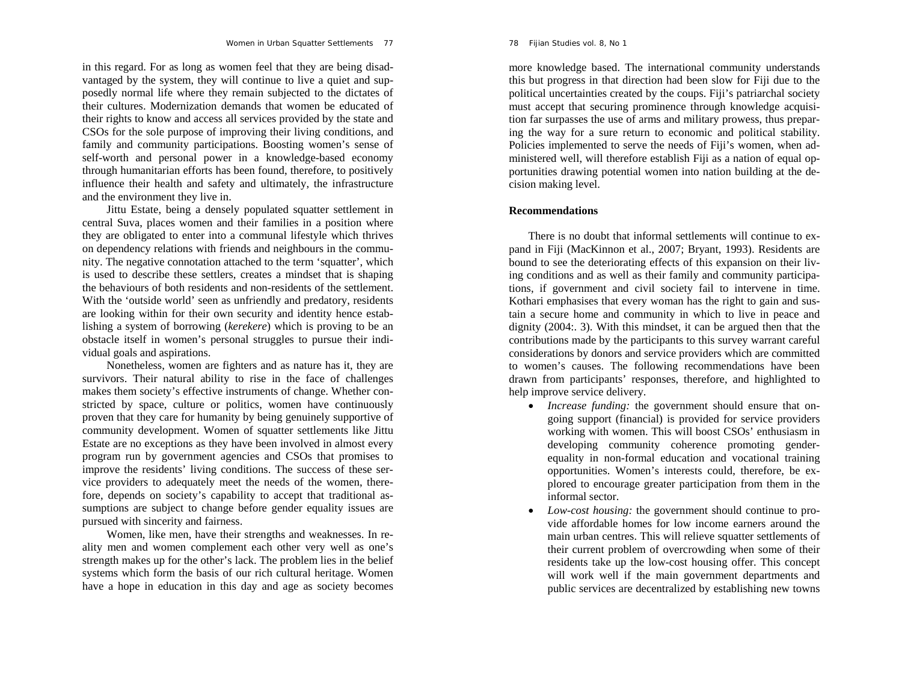in this regard. For as long as women feel that they are being disadvantaged by the system, they will continue to live a quiet and supposedly normal life where they remain subjected to the dictates of their cultures. Modernization demands that women be educated of their rights to know and access all services provided by the state and CSOs for the sole purpose of improving their living conditions, and family and community participations. Boosting women's sense of self-worth and personal power in a knowledge-based economy through humanitarian efforts has been found, therefore, to positively influence their health and safety and ultimately, the infrastructure and the environment they live in.

Jittu Estate, being a densely populated squatter settlement in central Suva, places women and their families in a position where they are obligated to enter into a communal lifestyle which thrives on dependency relations with friends and neighbours in the community. The negative connotation attached to the term 'squatter', which is used to describe these settlers, creates a mindset that is shaping the behaviours of both residents and non-residents of the settlement. With the 'outside world' seen as unfriendly and predatory, residents are looking within for their own security and identity hence establishing a system of borrowing (*kerekere*) which is proving to be an obstacle itself in women's personal struggles to pursue their individual goals and aspirations.

Nonetheless, women are fighters and as nature has it, they are survivors. Their natural ability to rise in the face of challenges makes them society's effective instruments of change. Whether constricted by space, culture or politics, women have continuously proven that they care for humanity by being genuinely supportive of community development. Women of squatter settlements like Jittu Estate are no exceptions as they have been involved in almost every program run by government agencies and CSOs that promises to improve the residents' living conditions. The success of these service providers to adequately meet the needs of the women, therefore, depends on society's capability to accept that traditional assumptions are subject to change before gender equality issues are pursued with sincerity and fairness.

Women, like men, have their strengths and weaknesses. In reality men and women complement each other very well as one's strength makes up for the other's lack. The problem lies in the belief systems which form the basis of our rich cultural heritage. Women have a hope in education in this day and age as society becomes more knowledge based. The international community understands this but progress in that direction had been slow for Fiji due to the political uncertainties created by the coups. Fiji's patriarchal society must accept that securing prominence through knowledge acquisition far surpasses the use of arms and military prowess, thus preparing the way for a sure return to economic and political stability. Policies implemented to serve the needs of Fiji's women, when administered well, will therefore establish Fiji as a nation of equal opportunities drawing potential women into nation building at the decision making level.

## Recommendations

There is no doubt that informal settlements will continue to expand in Fiji (MacKinnon et al., 2007; Bryant, 1993). Residents are bound to see the deteriorating effects of this expansion on their living conditions and as well as their family and community participations, if government and civil society fail to intervene in time. Kothari emphasises that every woman has the right to gain and sustain a secure home and community in which to live in peace and dignity (2004:. 3). With this mindset, it can be argued then that the contributions made by the participants to this survey warrant careful considerations by donors and service providers which are committed to women's causes. The following recommendations have been drawn from participants' responses, therefore, and highlighted to help improve service delivery.

- *Increase funding:* the government should ensure that ongoing support (financial) is provided for service providers working with women. This will boost CSOs' enthusiasm in developing community coherence promoting gender-equality in non-formal education and vocational training opportunities. Women's interests could, therefore, be explored to encourage greater participation from them in the informal sector.
- *Low-cost housing:* the government should continue to provide affordable homes for low income earners around the main urban centres. This will relieve squatter settlements of their current problem of overcrowding when some of their residents take up the low-cost housing offer. This concept will work well if the main government departments and public services are decentralized by establishing new towns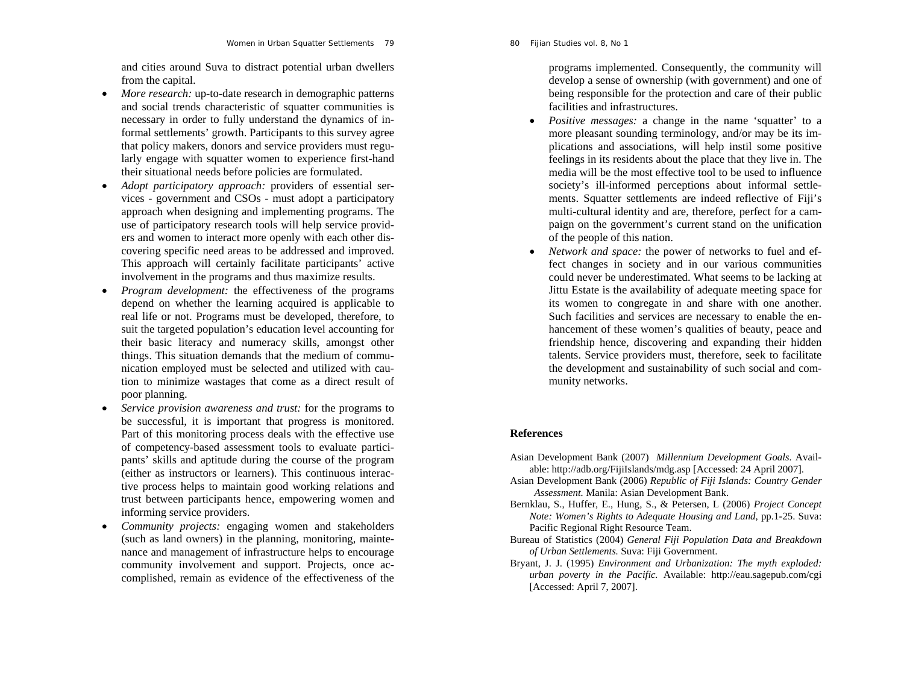and cities around Suva to distract potential urban dwellers from the capital.

- *More research:* up-to-date research in demographic patterns and social trends characteristic of squatter communities is necessary in order to fully understand the dynamics of informal settlements' growth. Participants to this survey agree that policy makers, donors and service providers must regularly engage with squatter women to experience first-hand their situational needs before policies are formulated.
- *Adopt participatory approach:* providers of essential services - government and CSOs - must adopt a participatory approach when designing and implementing programs. The use of participatory research tools will help service providers and women to interact more openly with each other discovering specific need areas to be addressed and improved. This approach will certainly facilitate participants' active involvement in the programs and thus maximize results.
- *Program development:* the effectiveness of the programs depend on whether the learning acquired is applicable to real life or not. Programs must be developed, therefore, to suit the targeted population's education level accounting for their basic literacy and numeracy skills, amongst other things. This situation demands that the medium of communication employed must be selected and utilized with caution to minimize wastages that come as a direct result of poor planning.
- *Service provision awareness and trust:* for the programs to be successful, it is important that progress is monitored. Part of this monitoring process deals with the effective use of competency-based assessment tools to evaluate participants' skills and aptitude during the course of the program (either as instructors or learners). This continuous interactive process helps to maintain good working relations and trust between participants hence, empowering women and informing service providers.
- *Community projects:* engaging women and stakeholders (such as land owners) in the planning, monitoring, maintenance and management of infrastructure helps to encourage community involvement and support. Projects, once accomplished, remain as evidence of the effectiveness of the programs implemented. Consequently, the community will develop a sense of ownership (with government) and one of being responsible for the protection and care of their public facilities and infrastructures.
- *Positive messages:* a change in the name 'squatter' to a more pleasant sounding terminology, and/or may be its implications and associations, will help instil some positive feelings in its residents about the place that they live in. The media will be the most effective tool to be used to influence society's ill-informed perceptions about informal settlements. Squatter settlements are indeed reflective of Fiji's multi-cultural identity and are, therefore, perfect for a campaign on the government's current stand on the unification of the people of this nation.
- *Network and space:* the power of networks to fuel and effect changes in society and in our various communities could never be underestimated. What seems to be lacking at Jittu Estate is the availability of adequate meeting space for its women to congregate in and share with one another. Such facilities and services are necessary to enable the enhancement of these women's qualities of beauty, peace and friendship hence, discovering and expanding their hidden talents. Service providers must, therefore, seek to facilitate the development and sustainability of such social and community networks.

## References

Asian Development Bank (2007) *Millennium Development Goals.* Available: http://adb.org/FijiIslands/mdg.asp [Accessed: 24 April 2007].

Asian Development Bank (2006) *Republic of Fiji Islands: Country Gender Assessment.* Manila: Asian Development Bank.

Bernklau, S., Huffer, E., Hung, S., & Petersen, L (2006) *Project Concept Note: Women's Rights to Adequate Housing and Land*, pp.1-25. Suva: Pacific Regional Right Resource Team.

Bureau of Statistics (2004) *General Fiji Population Data and Breakdown of Urban Settlements.* Suva: Fiji Government.

Bryant, J. J. (1995) *Environment and Urbanization: The myth exploded: urban poverty in the Pacific.* Available: http://eau.sagepub.com/cgi [Accessed: April 7, 2007].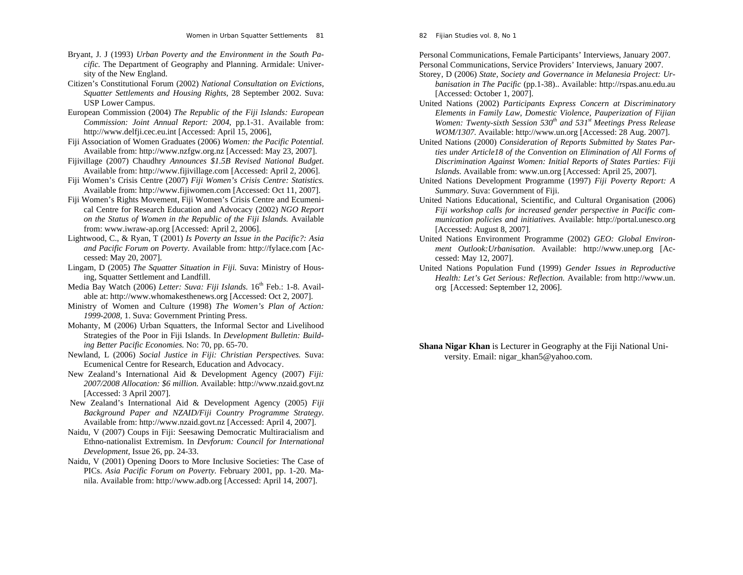Bryant, J. J (1993) *Urban Poverty and the Environment in the South Pacific.* The Department of Geography and Planning. Armidale: University of the New England.

Citizen's Constitutional Forum (2002) *National Consultation on Evictions, Squatter Settlements and Housing Rights*, 28 September 2002. Suva: USP Lower Campus.

European Commission (2004) *The Republic of the Fiji Islands: European Commission: Joint Annual Report: 2004*, pp.1-31. Available from: http://www.delfji.cec.eu.int [Accessed: April 15, 2006],

Fiji Association of Women Graduates (2006) *Women: the Pacific Potential.* Available from: http://www.nzfgw.org.nz [Accessed: May 23, 2007].

Fijivillage (2007) Chaudhry *Announces $1.5B Revised National Budget.* Available from: http://www.fijivillage.com [Accessed: April 2, 2006].

Fiji Women's Crisis Centre (2007) *Fiji Women's Crisis Centre: Statistics.* Available from: http://www.fijiwomen.com [Accessed: Oct 11, 2007].

Fiji Women's Rights Movement, Fiji Women's Crisis Centre and Ecumenical Centre for Research Education and Advocacy (2002) *NGO Report on the Status of Women in the Republic of the Fiji Islands.* Available from: www.iwraw-ap.org [Accessed: April 2, 2006].

Lightwood, C., & Ryan, T (2001) *Is Poverty an Issue in the Pacific?: Asia and Pacific Forum on Poverty*. Available from: http://fylace.com [Accessed: May 20, 2007].

Lingam, D (2005) *The Squatter Situation in Fiji.* Suva: Ministry of Housing, Squatter Settlement and Landfill.

Media Bay Watch (2006) *Letter: Suva: Fiji Islands.* 16th Feb.: 1-8. Available at: http://www.whomakesthenews.org [Accessed: Oct 2, 2007].

Ministry of Women and Culture (1998) *The Women's Plan of Action: 1999-2008,* 1. Suva: Government Printing Press.

Mohanty, M (2006) Urban Squatters, the Informal Sector and Livelihood Strategies of the Poor in Fiji Islands. In *Development Bulletin: Building Better Pacific Economies.* No: 70, pp. 65-70.

Newland, L (2006) *Social Justice in Fiji: Christian Perspectives.* Suva: Ecumenical Centre for Research, Education and Advocacy.

New Zealand's International Aid & Development Agency (2007) *Fiji: 2007/2008 Allocation: $6 million.* Available: http://www.nzaid.govt.nz [Accessed: 3 April 2007].

New Zealand's International Aid & Development Agency (2005) *Fiji Background Paper and NZAID/Fiji Country Programme Strategy.* Available from: http://www.nzaid.govt.nz [Accessed: April 4, 2007].

Naidu, V (2007) Coups in Fiji: Seesawing Democratic Multiracialism and Ethno-nationalist Extremism. In *Devforum: Council for International Development,* Issue 26, pp. 24-33.

Naidu, V (2001) Opening Doors to More Inclusive Societies: The Case of PICs. *Asia Pacific Forum on Poverty*. February 2001, pp. 1-20. Manila. Available from: http://www.adb.org [Accessed: April 14, 2007].

Personal Communications, Female Participants' Interviews, January 2007.

Personal Communications, Service Providers' Interviews, January 2007.

Storey, D (2006) *State, Society and Governance in Melanesia Project: Urbanisation in The Pacific* (pp.1-38).. Available: http://rspas.anu.edu.au [Accessed: October 1, 2007].

United Nations (2002) *Participants Express Concern at Discriminatory Elements in Family Law, Domestic Violence, Pauperization of Fijian Women: Twenty-sixth Session 530th and 531st Meetings Press Release WOM/1307.* Available: http://www.un.org [Accessed: 28 Aug. 2007].

United Nations (2000) *Consideration of Reports Submitted by States Parties under Article18 of the Convention on Elimination of All Forms of Discrimination Against Women: Initial Reports of States Parties: Fiji Islands.* Available from: www.un.org [Accessed: April 25, 2007].

United Nations Development Programme (1997) *Fiji Poverty Report: A Summary.* Suva: Government of Fiji.

United Nations Educational, Scientific, and Cultural Organisation (2006) *Fiji workshop calls for increased gender perspective in Pacific communication policies and initiatives.* Available: http://portal.unesco.org [Accessed: August 8, 2007].

United Nations Environment Programme (2002) *GEO: Global Environment Outlook:Urbanisation*. Available: http://www.unep.org [Accessed: May 12, 2007].

United Nations Population Fund (1999) *Gender Issues in Reproductive Health: Let's Get Serious: Reflection.* Available: from http://www.un.org [Accessed: September 12, 2006].

**Shana Nigar Khan** is Lecturer in Geography at the Fiji National University. Email: nigar_khan5@yahoo.com.